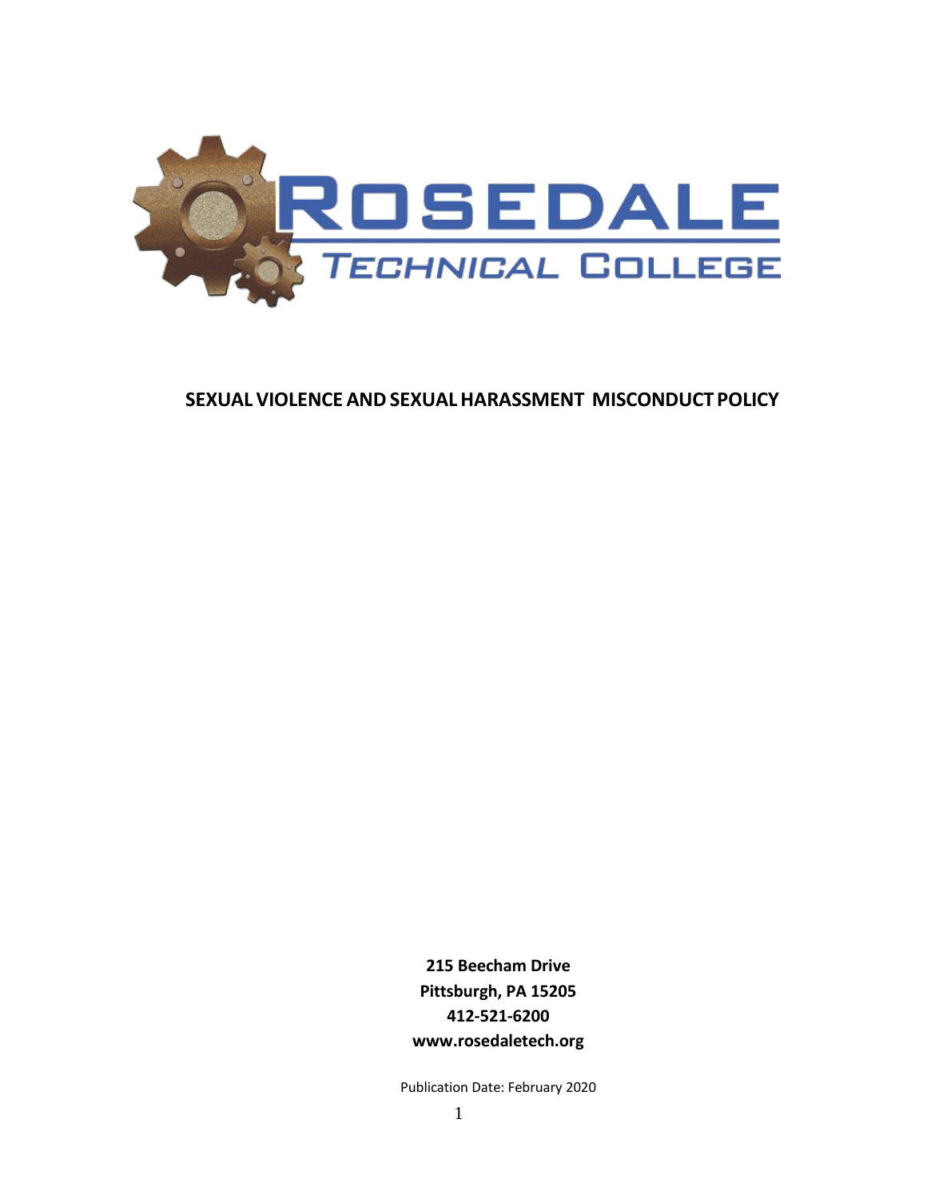# ROSEDALE TECHNICAL COLLEGE

## SEXUAL VIOLENCE AND SEXUAL HARASSMENT MISCONDUCT POLICY

**215 Beecham Drive**
**Pittsburgh, PA 15205**
**412-521-6200**
**www.rosedaletech.org**

Publication Date: February 2020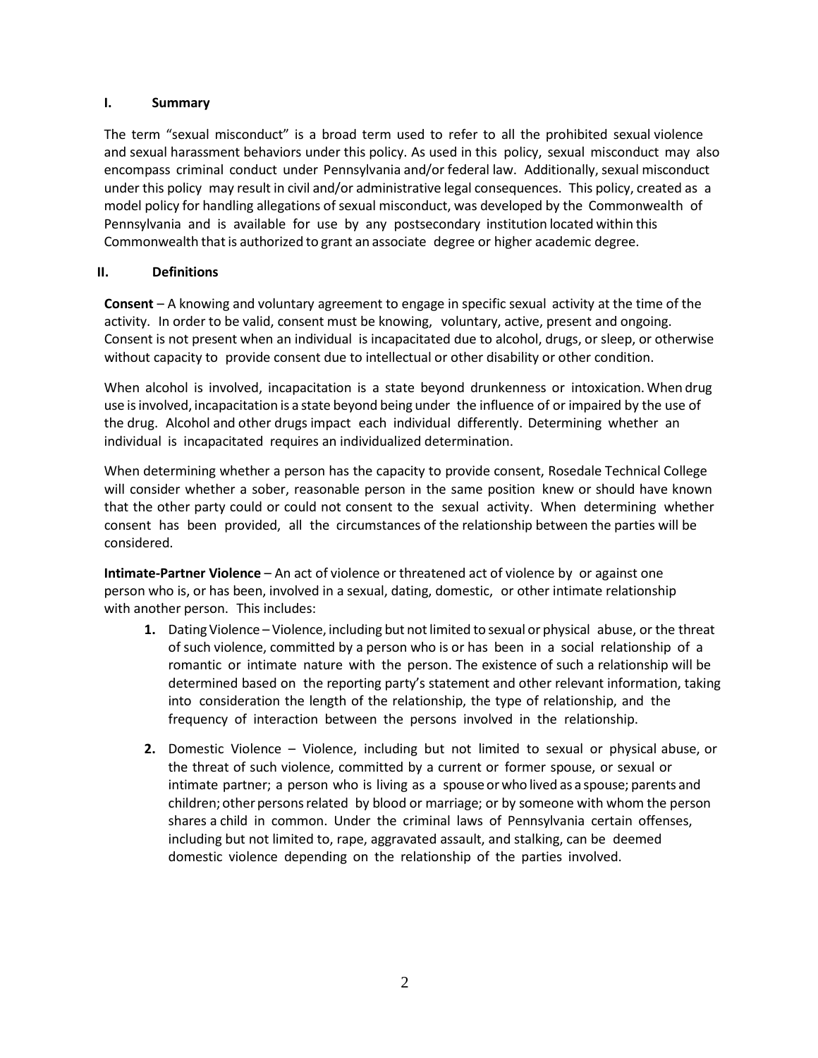## I. Summary

The term "sexual misconduct" is a broad term used to refer to all the prohibited sexual violence and sexual harassment behaviors under this policy. As used in this policy, sexual misconduct may also encompass criminal conduct under Pennsylvania and/or federal law. Additionally, sexual misconduct under this policy may result in civil and/or administrative legal consequences. This policy, created as a model policy for handling allegations of sexual misconduct, was developed by the Commonwealth of Pennsylvania and is available for use by any postsecondary institution located within this Commonwealth that is authorized to grant an associate degree or higher academic degree.

## II. Definitions

**Consent** – A knowing and voluntary agreement to engage in specific sexual activity at the time of the activity. In order to be valid, consent must be knowing, voluntary, active, present and ongoing. Consent is not present when an individual is incapacitated due to alcohol, drugs, or sleep, or otherwise without capacity to provide consent due to intellectual or other disability or other condition.

When alcohol is involved, incapacitation is a state beyond drunkenness or intoxication. When drug use is involved, incapacitation is a state beyond being under the influence of or impaired by the use of the drug. Alcohol and other drugs impact each individual differently. Determining whether an individual is incapacitated requires an individualized determination.

When determining whether a person has the capacity to provide consent, Rosedale Technical College will consider whether a sober, reasonable person in the same position knew or should have known that the other party could or could not consent to the sexual activity. When determining whether consent has been provided, all the circumstances of the relationship between the parties will be considered.

**Intimate-Partner Violence** – An act of violence or threatened act of violence by or against one person who is, or has been, involved in a sexual, dating, domestic, or other intimate relationship with another person. This includes:

1. Dating Violence – Violence, including but not limited to sexual or physical abuse, or the threat of such violence, committed by a person who is or has been in a social relationship of a romantic or intimate nature with the person. The existence of such a relationship will be determined based on the reporting party's statement and other relevant information, taking into consideration the length of the relationship, the type of relationship, and the frequency of interaction between the persons involved in the relationship.

2. Domestic Violence – Violence, including but not limited to sexual or physical abuse, or the threat of such violence, committed by a current or former spouse, or sexual or intimate partner; a person who is living as a spouse or who lived as a spouse; parents and children; other persons related by blood or marriage; or by someone with whom the person shares a child in common. Under the criminal laws of Pennsylvania certain offenses, including but not limited to, rape, aggravated assault, and stalking, can be deemed domestic violence depending on the relationship of the parties involved.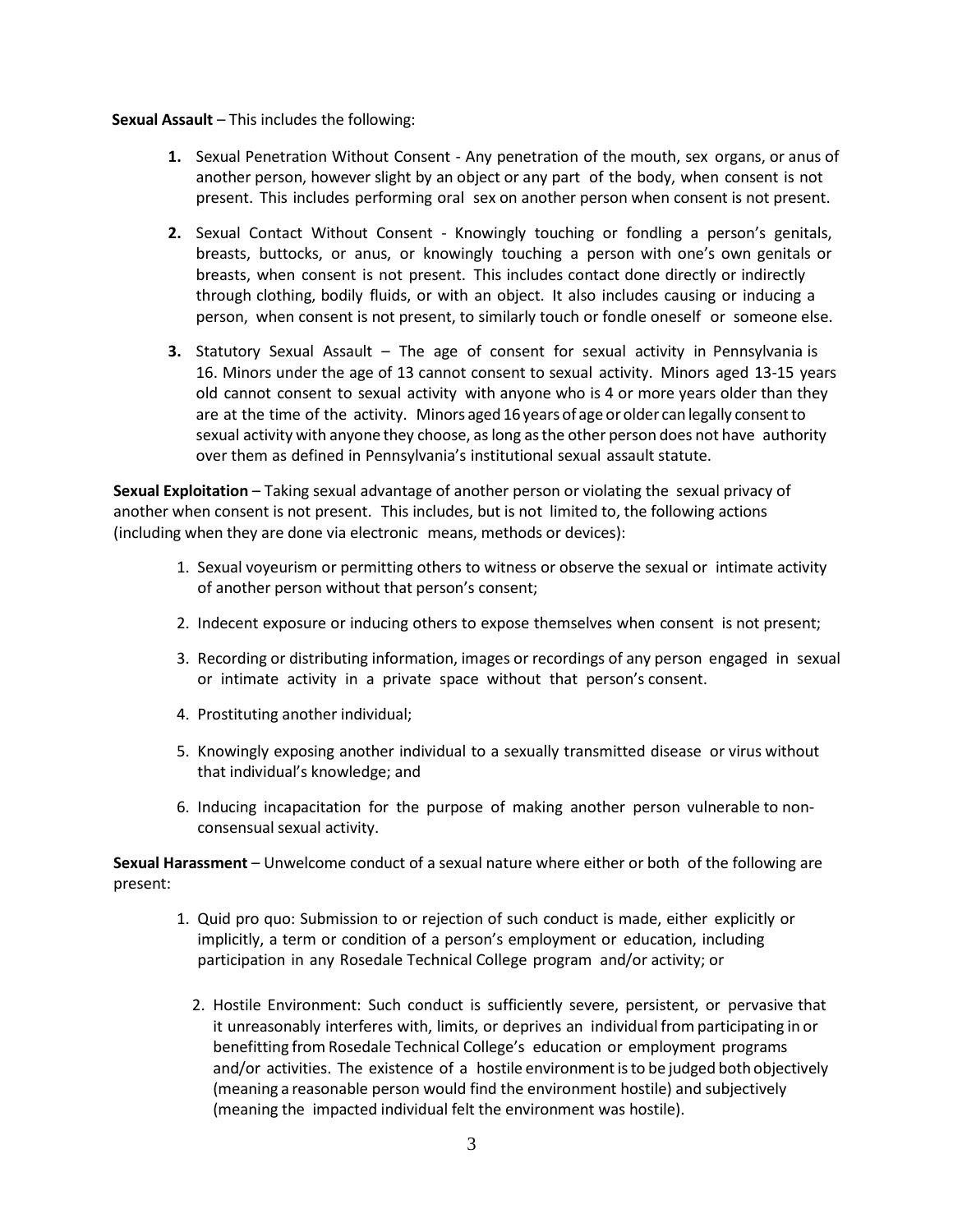**Sexual Assault** – This includes the following:

1. Sexual Penetration Without Consent - Any penetration of the mouth, sex organs, or anus of another person, however slight by an object or any part of the body, when consent is not present. This includes performing oral sex on another person when consent is not present.
2. Sexual Contact Without Consent - Knowingly touching or fondling a person's genitals, breasts, buttocks, or anus, or knowingly touching a person with one's own genitals or breasts, when consent is not present. This includes contact done directly or indirectly through clothing, bodily fluids, or with an object. It also includes causing or inducing a person, when consent is not present, to similarly touch or fondle oneself or someone else.
3. Statutory Sexual Assault – The age of consent for sexual activity in Pennsylvania is 16. Minors under the age of 13 cannot consent to sexual activity. Minors aged 13-15 years old cannot consent to sexual activity with anyone who is 4 or more years older than they are at the time of the activity. Minors aged 16 years of age or older can legally consent to sexual activity with anyone they choose, as long as the other person does not have authority over them as defined in Pennsylvania's institutional sexual assault statute.

**Sexual Exploitation** – Taking sexual advantage of another person or violating the sexual privacy of another when consent is not present. This includes, but is not limited to, the following actions (including when they are done via electronic means, methods or devices):

1. Sexual voyeurism or permitting others to witness or observe the sexual or intimate activity of another person without that person's consent;
2. Indecent exposure or inducing others to expose themselves when consent is not present;
3. Recording or distributing information, images or recordings of any person engaged in sexual or intimate activity in a private space without that person's consent.
4. Prostituting another individual;
5. Knowingly exposing another individual to a sexually transmitted disease or virus without that individual's knowledge; and
6. Inducing incapacitation for the purpose of making another person vulnerable to non-consensual sexual activity.

**Sexual Harassment** – Unwelcome conduct of a sexual nature where either or both of the following are present:

1. Quid pro quo: Submission to or rejection of such conduct is made, either explicitly or implicitly, a term or condition of a person's employment or education, including participation in any Rosedale Technical College program and/or activity; or
2. Hostile Environment: Such conduct is sufficiently severe, persistent, or pervasive that it unreasonably interferes with, limits, or deprives an individual from participating in or benefitting from Rosedale Technical College's education or employment programs and/or activities. The existence of a hostile environment is to be judged both objectively (meaning a reasonable person would find the environment hostile) and subjectively (meaning the impacted individual felt the environment was hostile).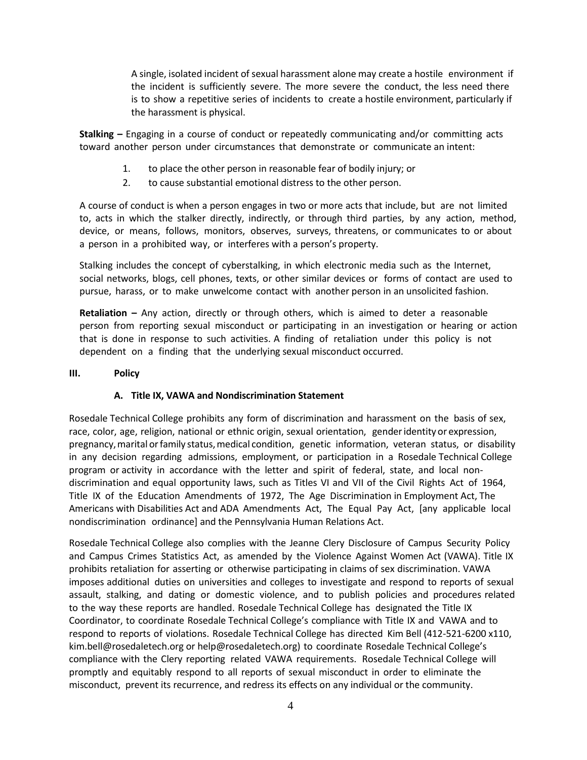A single, isolated incident of sexual harassment alone may create a hostile environment if the incident is sufficiently severe. The more severe the conduct, the less need there is to show a repetitive series of incidents to create a hostile environment, particularly if the harassment is physical.

**Stalking –** Engaging in a course of conduct or repeatedly communicating and/or committing acts toward another person under circumstances that demonstrate or communicate an intent:

1. to place the other person in reasonable fear of bodily injury; or
2. to cause substantial emotional distress to the other person.

A course of conduct is when a person engages in two or more acts that include, but are not limited to, acts in which the stalker directly, indirectly, or through third parties, by any action, method, device, or means, follows, monitors, observes, surveys, threatens, or communicates to or about a person in a prohibited way, or interferes with a person's property.

Stalking includes the concept of cyberstalking, in which electronic media such as the Internet, social networks, blogs, cell phones, texts, or other similar devices or forms of contact are used to pursue, harass, or to make unwelcome contact with another person in an unsolicited fashion.

**Retaliation –** Any action, directly or through others, which is aimed to deter a reasonable person from reporting sexual misconduct or participating in an investigation or hearing or action that is done in response to such activities. A finding of retaliation under this policy is not dependent on a finding that the underlying sexual misconduct occurred.

## III. Policy

### A. Title IX, VAWA and Nondiscrimination Statement

Rosedale Technical College prohibits any form of discrimination and harassment on the basis of sex, race, color, age, religion, national or ethnic origin, sexual orientation, gender identity or expression, pregnancy, marital or family status, medical condition, genetic information, veteran status, or disability in any decision regarding admissions, employment, or participation in a Rosedale Technical College program or activity in accordance with the letter and spirit of federal, state, and local non-discrimination and equal opportunity laws, such as Titles VI and VII of the Civil Rights Act of 1964, Title IX of the Education Amendments of 1972, The Age Discrimination in Employment Act, The Americans with Disabilities Act and ADA Amendments Act, The Equal Pay Act, [any applicable local nondiscrimination ordinance] and the Pennsylvania Human Relations Act.

Rosedale Technical College also complies with the Jeanne Clery Disclosure of Campus Security Policy and Campus Crimes Statistics Act, as amended by the Violence Against Women Act (VAWA). Title IX prohibits retaliation for asserting or otherwise participating in claims of sex discrimination. VAWA imposes additional duties on universities and colleges to investigate and respond to reports of sexual assault, stalking, and dating or domestic violence, and to publish policies and procedures related to the way these reports are handled. Rosedale Technical College has designated the Title IX Coordinator, to coordinate Rosedale Technical College's compliance with Title IX and VAWA and to respond to reports of violations. Rosedale Technical College has directed Kim Bell (412-521-6200 x110, kim.bell@rosedaletech.org or help@rosedaletech.org) to coordinate Rosedale Technical College's compliance with the Clery reporting related VAWA requirements. Rosedale Technical College will promptly and equitably respond to all reports of sexual misconduct in order to eliminate the misconduct, prevent its recurrence, and redress its effects on any individual or the community.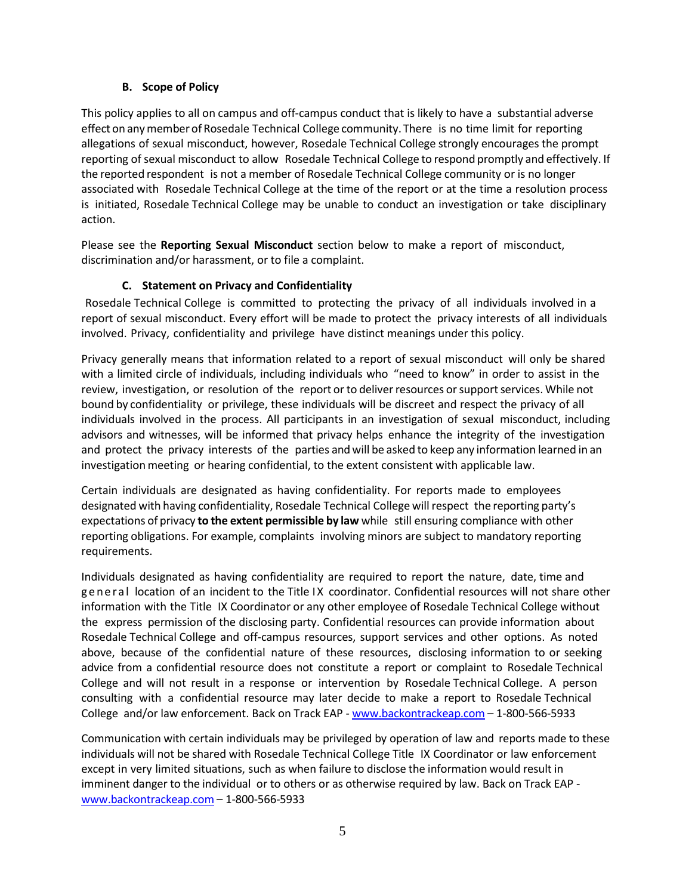### B. Scope of Policy

This policy applies to all on campus and off-campus conduct that is likely to have a substantial adverse effect on any member of Rosedale Technical College community. There is no time limit for reporting allegations of sexual misconduct, however, Rosedale Technical College strongly encourages the prompt reporting of sexual misconduct to allow Rosedale Technical College to respond promptly and effectively. If the reported respondent is not a member of Rosedale Technical College community or is no longer associated with Rosedale Technical College at the time of the report or at the time a resolution process is initiated, Rosedale Technical College may be unable to conduct an investigation or take disciplinary action.

Please see the **Reporting Sexual Misconduct** section below to make a report of misconduct, discrimination and/or harassment, or to file a complaint.

### C. Statement on Privacy and Confidentiality

Rosedale Technical College is committed to protecting the privacy of all individuals involved in a report of sexual misconduct. Every effort will be made to protect the privacy interests of all individuals involved. Privacy, confidentiality and privilege have distinct meanings under this policy.

Privacy generally means that information related to a report of sexual misconduct will only be shared with a limited circle of individuals, including individuals who "need to know" in order to assist in the review, investigation, or resolution of the report or to deliver resources or support services. While not bound by confidentiality or privilege, these individuals will be discreet and respect the privacy of all individuals involved in the process. All participants in an investigation of sexual misconduct, including advisors and witnesses, will be informed that privacy helps enhance the integrity of the investigation and protect the privacy interests of the parties and will be asked to keep any information learned in an investigation meeting or hearing confidential, to the extent consistent with applicable law.

Certain individuals are designated as having confidentiality. For reports made to employees designated with having confidentiality, Rosedale Technical College will respect the reporting party's expectations of privacy **to the extent permissible by law** while still ensuring compliance with other reporting obligations. For example, complaints involving minors are subject to mandatory reporting requirements.

Individuals designated as having confidentiality are required to report the nature, date, time and general location of an incident to the Title IX coordinator. Confidential resources will not share other information with the Title IX Coordinator or any other employee of Rosedale Technical College without the express permission of the disclosing party. Confidential resources can provide information about Rosedale Technical College and off-campus resources, support services and other options. As noted above, because of the confidential nature of these resources, disclosing information to or seeking advice from a confidential resource does not constitute a report or complaint to Rosedale Technical College and will not result in a response or intervention by Rosedale Technical College. A person consulting with a confidential resource may later decide to make a report to Rosedale Technical College and/or law enforcement. Back on Track EAP - www.backontrackeap.com – 1-800-566-5933

Communication with certain individuals may be privileged by operation of law and reports made to these individuals will not be shared with Rosedale Technical College Title IX Coordinator or law enforcement except in very limited situations, such as when failure to disclose the information would result in imminent danger to the individual or to others or as otherwise required by law. Back on Track EAP - www.backontrackeap.com – 1-800-566-5933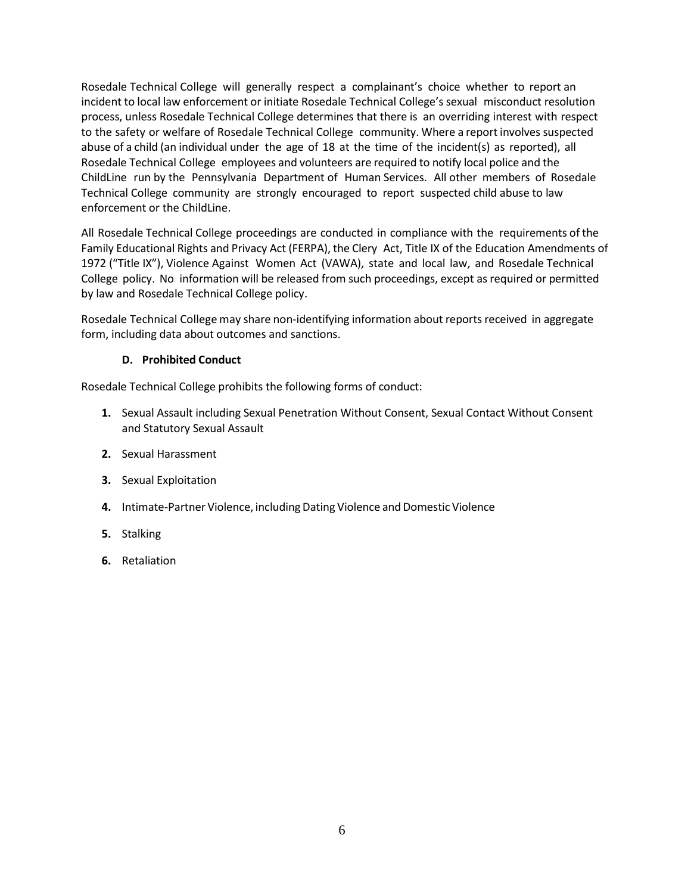Rosedale Technical College will generally respect a complainant's choice whether to report an incident to local law enforcement or initiate Rosedale Technical College's sexual misconduct resolution process, unless Rosedale Technical College determines that there is an overriding interest with respect to the safety or welfare of Rosedale Technical College community. Where a report involves suspected abuse of a child (an individual under the age of 18 at the time of the incident(s) as reported), all Rosedale Technical College employees and volunteers are required to notify local police and the ChildLine run by the Pennsylvania Department of Human Services. All other members of Rosedale Technical College community are strongly encouraged to report suspected child abuse to law enforcement or the ChildLine.

All Rosedale Technical College proceedings are conducted in compliance with the requirements of the Family Educational Rights and Privacy Act (FERPA), the Clery Act, Title IX of the Education Amendments of 1972 ("Title IX"), Violence Against Women Act (VAWA), state and local law, and Rosedale Technical College policy. No information will be released from such proceedings, except as required or permitted by law and Rosedale Technical College policy.

Rosedale Technical College may share non-identifying information about reports received in aggregate form, including data about outcomes and sanctions.

#### D. Prohibited Conduct

Rosedale Technical College prohibits the following forms of conduct:

1. Sexual Assault including Sexual Penetration Without Consent, Sexual Contact Without Consent and Statutory Sexual Assault
2. Sexual Harassment
3. Sexual Exploitation
4. Intimate-Partner Violence, including Dating Violence and Domestic Violence
5. Stalking
6. Retaliation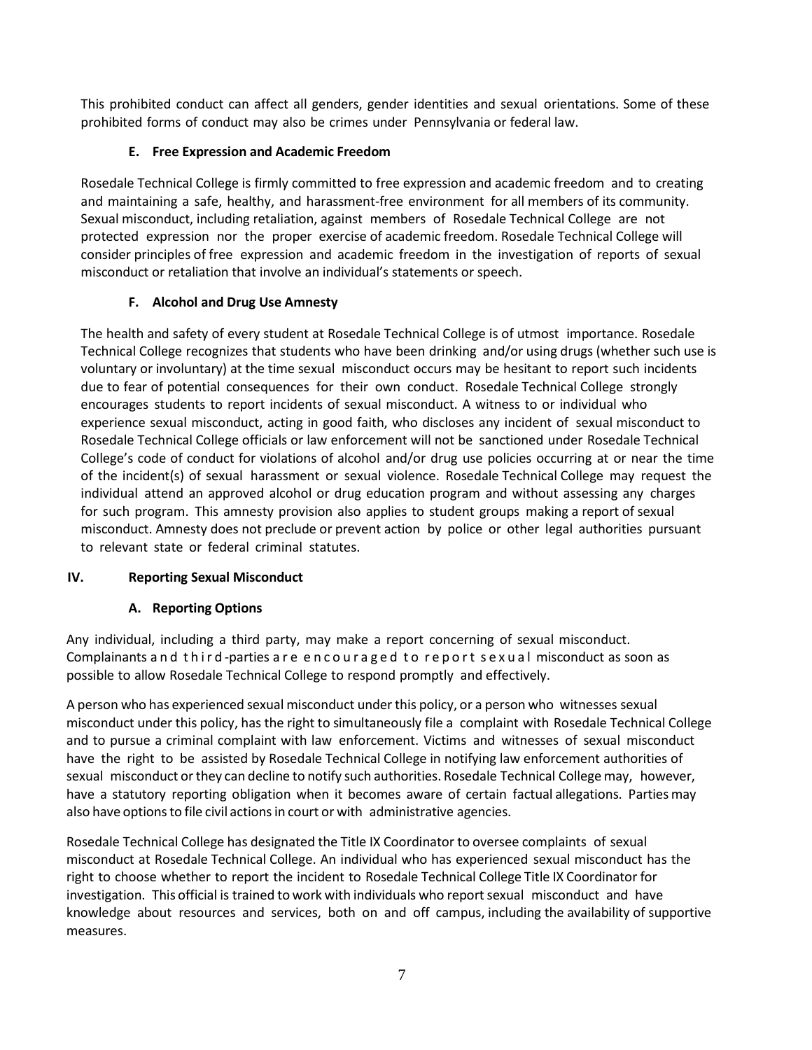This prohibited conduct can affect all genders, gender identities and sexual orientations. Some of these prohibited forms of conduct may also be crimes under Pennsylvania or federal law.

### E. Free Expression and Academic Freedom

Rosedale Technical College is firmly committed to free expression and academic freedom and to creating and maintaining a safe, healthy, and harassment-free environment for all members of its community. Sexual misconduct, including retaliation, against members of Rosedale Technical College are not protected expression nor the proper exercise of academic freedom. Rosedale Technical College will consider principles of free expression and academic freedom in the investigation of reports of sexual misconduct or retaliation that involve an individual's statements or speech.

### F. Alcohol and Drug Use Amnesty

The health and safety of every student at Rosedale Technical College is of utmost importance. Rosedale Technical College recognizes that students who have been drinking and/or using drugs (whether such use is voluntary or involuntary) at the time sexual misconduct occurs may be hesitant to report such incidents due to fear of potential consequences for their own conduct. Rosedale Technical College strongly encourages students to report incidents of sexual misconduct. A witness to or individual who experience sexual misconduct, acting in good faith, who discloses any incident of sexual misconduct to Rosedale Technical College officials or law enforcement will not be sanctioned under Rosedale Technical College's code of conduct for violations of alcohol and/or drug use policies occurring at or near the time of the incident(s) of sexual harassment or sexual violence. Rosedale Technical College may request the individual attend an approved alcohol or drug education program and without assessing any charges for such program. This amnesty provision also applies to student groups making a report of sexual misconduct. Amnesty does not preclude or prevent action by police or other legal authorities pursuant to relevant state or federal criminal statutes.

## IV. Reporting Sexual Misconduct

### A. Reporting Options

Any individual, including a third party, may make a report concerning of sexual misconduct. Complainants and third-parties are encouraged to report sexual misconduct as soon as possible to allow Rosedale Technical College to respond promptly and effectively.

A person who has experienced sexual misconduct under this policy, or a person who witnesses sexual misconduct under this policy, has the right to simultaneously file a complaint with Rosedale Technical College and to pursue a criminal complaint with law enforcement. Victims and witnesses of sexual misconduct have the right to be assisted by Rosedale Technical College in notifying law enforcement authorities of sexual misconduct or they can decline to notify such authorities. Rosedale Technical College may, however, have a statutory reporting obligation when it becomes aware of certain factual allegations. Parties may also have options to file civil actions in court or with administrative agencies.

Rosedale Technical College has designated the Title IX Coordinator to oversee complaints of sexual misconduct at Rosedale Technical College. An individual who has experienced sexual misconduct has the right to choose whether to report the incident to Rosedale Technical College Title IX Coordinator for investigation. This official is trained to work with individuals who report sexual misconduct and have knowledge about resources and services, both on and off campus, including the availability of supportive measures.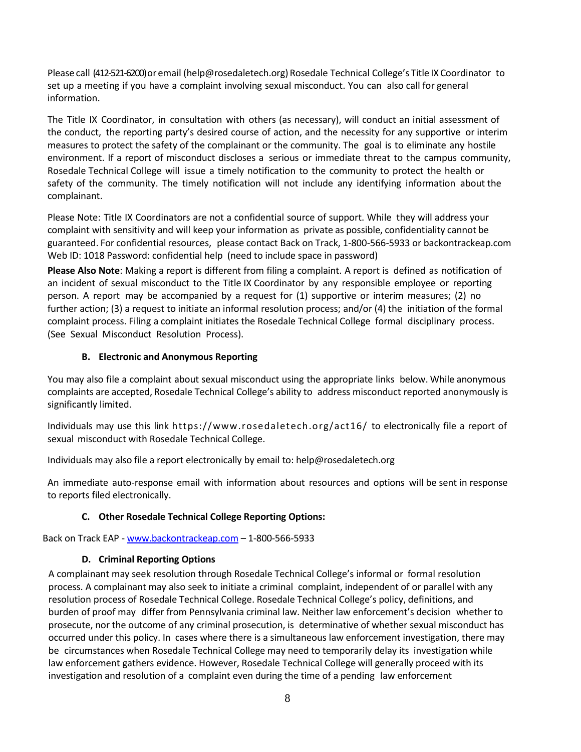Please call (412-521-6200) or email (help@rosedaletech.org) Rosedale Technical College's Title IX Coordinator to set up a meeting if you have a complaint involving sexual misconduct. You can also call for general information.

The Title IX Coordinator, in consultation with others (as necessary), will conduct an initial assessment of the conduct, the reporting party's desired course of action, and the necessity for any supportive or interim measures to protect the safety of the complainant or the community. The goal is to eliminate any hostile environment. If a report of misconduct discloses a serious or immediate threat to the campus community, Rosedale Technical College will issue a timely notification to the community to protect the health or safety of the community. The timely notification will not include any identifying information about the complainant.

Please Note: Title IX Coordinators are not a confidential source of support. While they will address your complaint with sensitivity and will keep your information as private as possible, confidentiality cannot be guaranteed. For confidential resources, please contact Back on Track, 1-800-566-5933 or backontrackeap.com Web ID: 1018 Password: confidential help (need to include space in password)

**Please Also Note**: Making a report is different from filing a complaint. A report is defined as notification of an incident of sexual misconduct to the Title IX Coordinator by any responsible employee or reporting person. A report may be accompanied by a request for (1) supportive or interim measures; (2) no further action; (3) a request to initiate an informal resolution process; and/or (4) the initiation of the formal complaint process. Filing a complaint initiates the Rosedale Technical College formal disciplinary process. (See Sexual Misconduct Resolution Process).

### B. Electronic and Anonymous Reporting

You may also file a complaint about sexual misconduct using the appropriate links below. While anonymous complaints are accepted, Rosedale Technical College's ability to address misconduct reported anonymously is significantly limited.

Individuals may use this link https://www.rosedaletech.org/act16/ to electronically file a report of sexual misconduct with Rosedale Technical College.

Individuals may also file a report electronically by email to: help@rosedaletech.org

An immediate auto-response email with information about resources and options will be sent in response to reports filed electronically.

### C. Other Rosedale Technical College Reporting Options:

Back on Track EAP - [www.backontrackeap.com](http://www.backontrackeap.com) – 1-800-566-5933

### D. Criminal Reporting Options

A complainant may seek resolution through Rosedale Technical College's informal or formal resolution process. A complainant may also seek to initiate a criminal complaint, independent of or parallel with any resolution process of Rosedale Technical College. Rosedale Technical College's policy, definitions, and burden of proof may differ from Pennsylvania criminal law. Neither law enforcement's decision whether to prosecute, nor the outcome of any criminal prosecution, is determinative of whether sexual misconduct has occurred under this policy. In cases where there is a simultaneous law enforcement investigation, there may be circumstances when Rosedale Technical College may need to temporarily delay its investigation while law enforcement gathers evidence. However, Rosedale Technical College will generally proceed with its investigation and resolution of a complaint even during the time of a pending law enforcement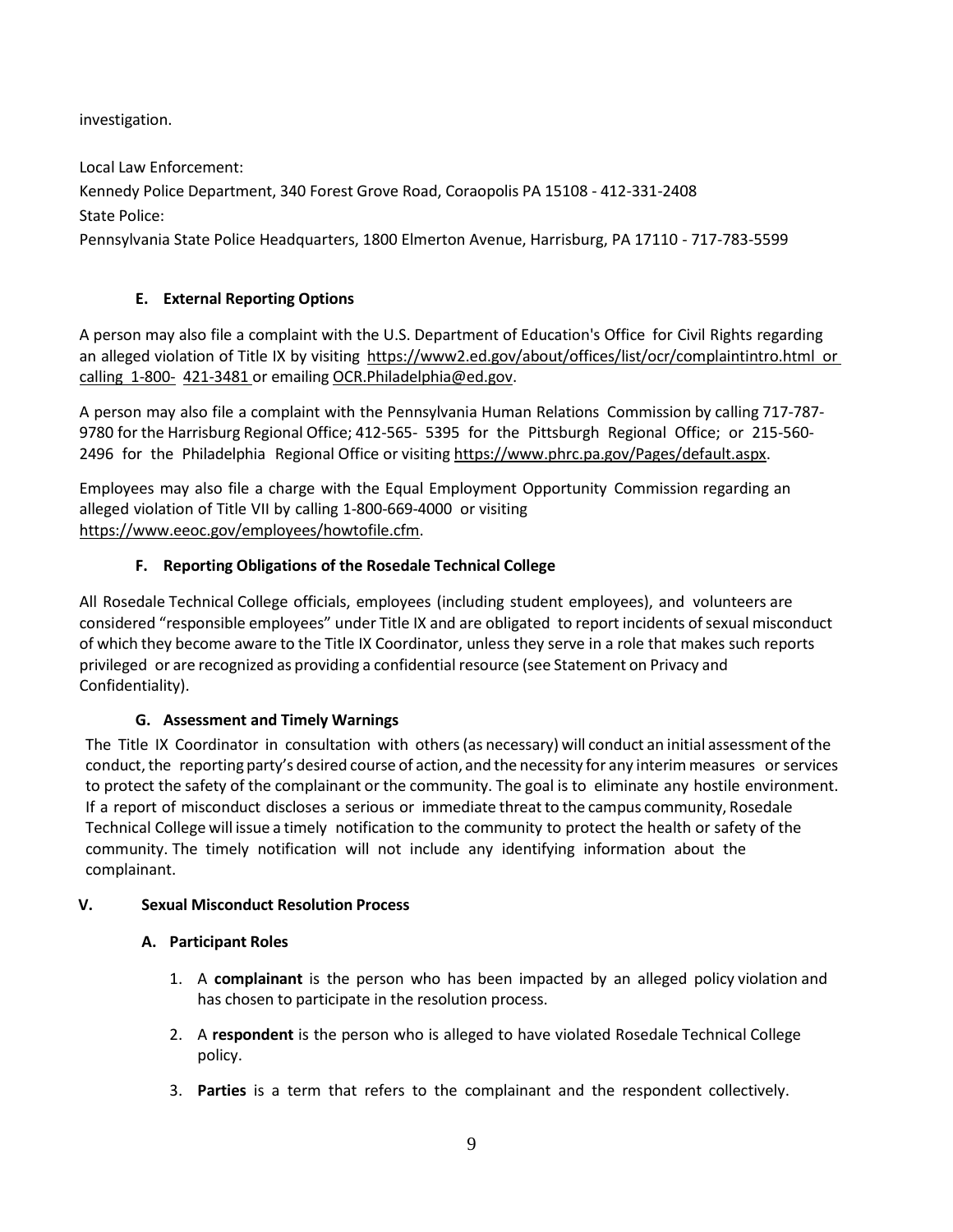investigation.

Local Law Enforcement:
Kennedy Police Department, 340 Forest Grove Road, Coraopolis PA 15108 - 412-331-2408
State Police:
Pennsylvania State Police Headquarters, 1800 Elmerton Avenue, Harrisburg, PA 17110 - 717-783-5599

### E. External Reporting Options

A person may also file a complaint with the U.S. Department of Education's Office for Civil Rights regarding an alleged violation of Title IX by visiting https://www2.ed.gov/about/offices/list/ocr/complaintintro.html or calling 1-800- 421-3481 or emailing OCR.Philadelphia@ed.gov.

A person may also file a complaint with the Pennsylvania Human Relations Commission by calling 717-787-9780 for the Harrisburg Regional Office; 412-565- 5395 for the Pittsburgh Regional Office; or 215-560-2496 for the Philadelphia Regional Office or visiting https://www.phrc.pa.gov/Pages/default.aspx.

Employees may also file a charge with the Equal Employment Opportunity Commission regarding an alleged violation of Title VII by calling 1-800-669-4000 or visiting https://www.eeoc.gov/employees/howtofile.cfm.

### F. Reporting Obligations of the Rosedale Technical College

All Rosedale Technical College officials, employees (including student employees), and volunteers are considered "responsible employees" under Title IX and are obligated to report incidents of sexual misconduct of which they become aware to the Title IX Coordinator, unless they serve in a role that makes such reports privileged or are recognized as providing a confidential resource (see Statement on Privacy and Confidentiality).

### G. Assessment and Timely Warnings

The Title IX Coordinator in consultation with others (as necessary) will conduct an initial assessment of the conduct, the reporting party's desired course of action, and the necessity for any interim measures or services to protect the safety of the complainant or the community. The goal is to eliminate any hostile environment. If a report of misconduct discloses a serious or immediate threat to the campus community, Rosedale Technical College will issue a timely notification to the community to protect the health or safety of the community. The timely notification will not include any identifying information about the complainant.

## V. Sexual Misconduct Resolution Process

### A. Participant Roles

1. A **complainant** is the person who has been impacted by an alleged policy violation and has chosen to participate in the resolution process.
2. A **respondent** is the person who is alleged to have violated Rosedale Technical College policy.
3. **Parties** is a term that refers to the complainant and the respondent collectively.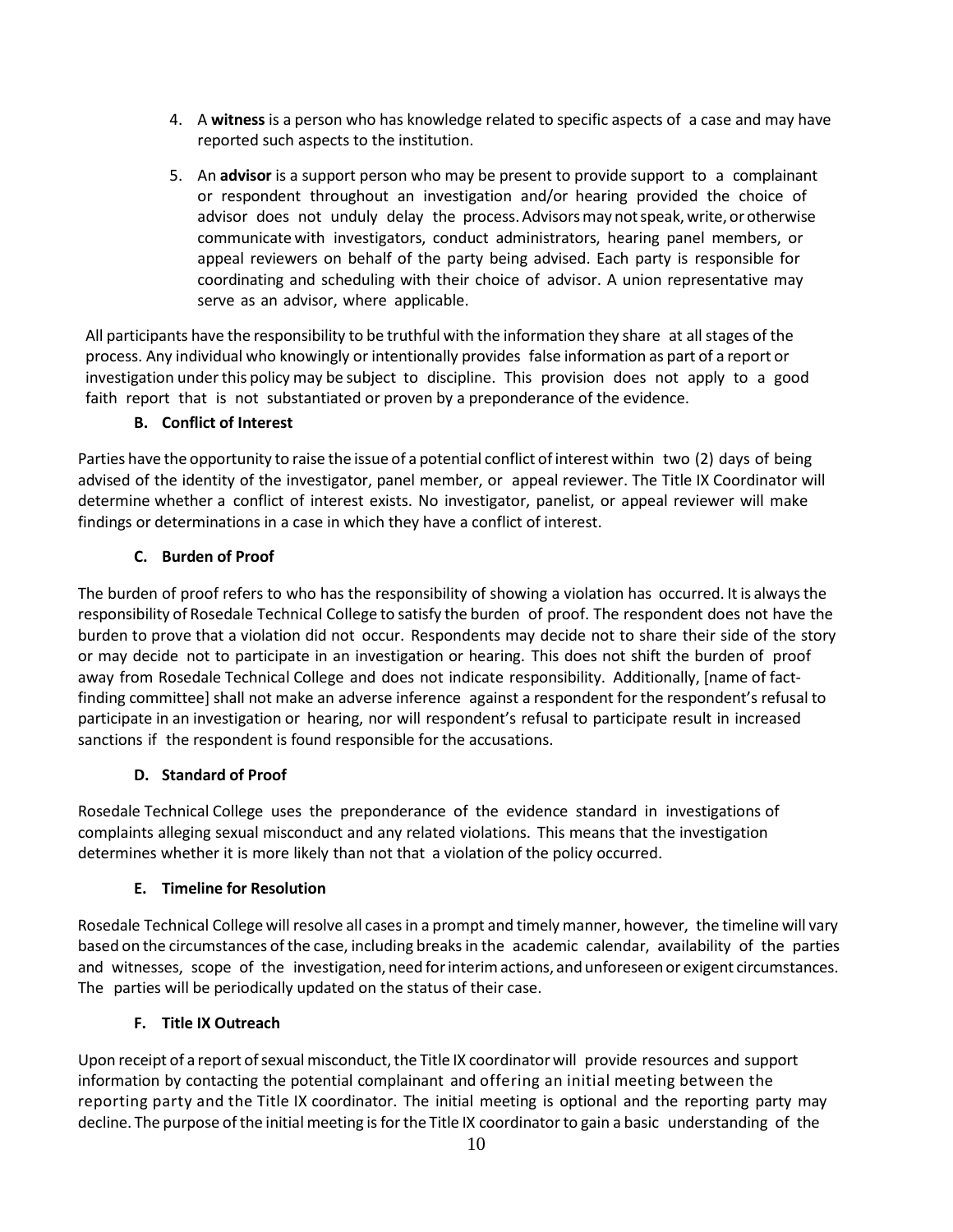4. A **witness** is a person who has knowledge related to specific aspects of a case and may have reported such aspects to the institution.
5. An **advisor** is a support person who may be present to provide support to a complainant or respondent throughout an investigation and/or hearing provided the choice of advisor does not unduly delay the process. Advisors may not speak, write, or otherwise communicate with investigators, conduct administrators, hearing panel members, or appeal reviewers on behalf of the party being advised. Each party is responsible for coordinating and scheduling with their choice of advisor. A union representative may serve as an advisor, where applicable.

All participants have the responsibility to be truthful with the information they share at all stages of the process. Any individual who knowingly or intentionally provides false information as part of a report or investigation under this policy may be subject to discipline. This provision does not apply to a good faith report that is not substantiated or proven by a preponderance of the evidence.

**B. Conflict of Interest**

Parties have the opportunity to raise the issue of a potential conflict of interest within two (2) days of being advised of the identity of the investigator, panel member, or appeal reviewer. The Title IX Coordinator will determine whether a conflict of interest exists. No investigator, panelist, or appeal reviewer will make findings or determinations in a case in which they have a conflict of interest.

**C. Burden of Proof**

The burden of proof refers to who has the responsibility of showing a violation has occurred. It is always the responsibility of Rosedale Technical College to satisfy the burden of proof. The respondent does not have the burden to prove that a violation did not occur. Respondents may decide not to share their side of the story or may decide not to participate in an investigation or hearing. This does not shift the burden of proof away from Rosedale Technical College and does not indicate responsibility. Additionally, [name of fact-finding committee] shall not make an adverse inference against a respondent for the respondent's refusal to participate in an investigation or hearing, nor will respondent's refusal to participate result in increased sanctions if the respondent is found responsible for the accusations.

**D. Standard of Proof**

Rosedale Technical College uses the preponderance of the evidence standard in investigations of complaints alleging sexual misconduct and any related violations. This means that the investigation determines whether it is more likely than not that a violation of the policy occurred.

**E. Timeline for Resolution**

Rosedale Technical College will resolve all cases in a prompt and timely manner, however, the timeline will vary based on the circumstances of the case, including breaks in the academic calendar, availability of the parties and witnesses, scope of the investigation, need for interim actions, and unforeseen or exigent circumstances. The parties will be periodically updated on the status of their case.

**F. Title IX Outreach**

Upon receipt of a report of sexual misconduct, the Title IX coordinator will provide resources and support information by contacting the potential complainant and offering an initial meeting between the reporting party and the Title IX coordinator. The initial meeting is optional and the reporting party may decline. The purpose of the initial meeting is for the Title IX coordinator to gain a basic understanding of the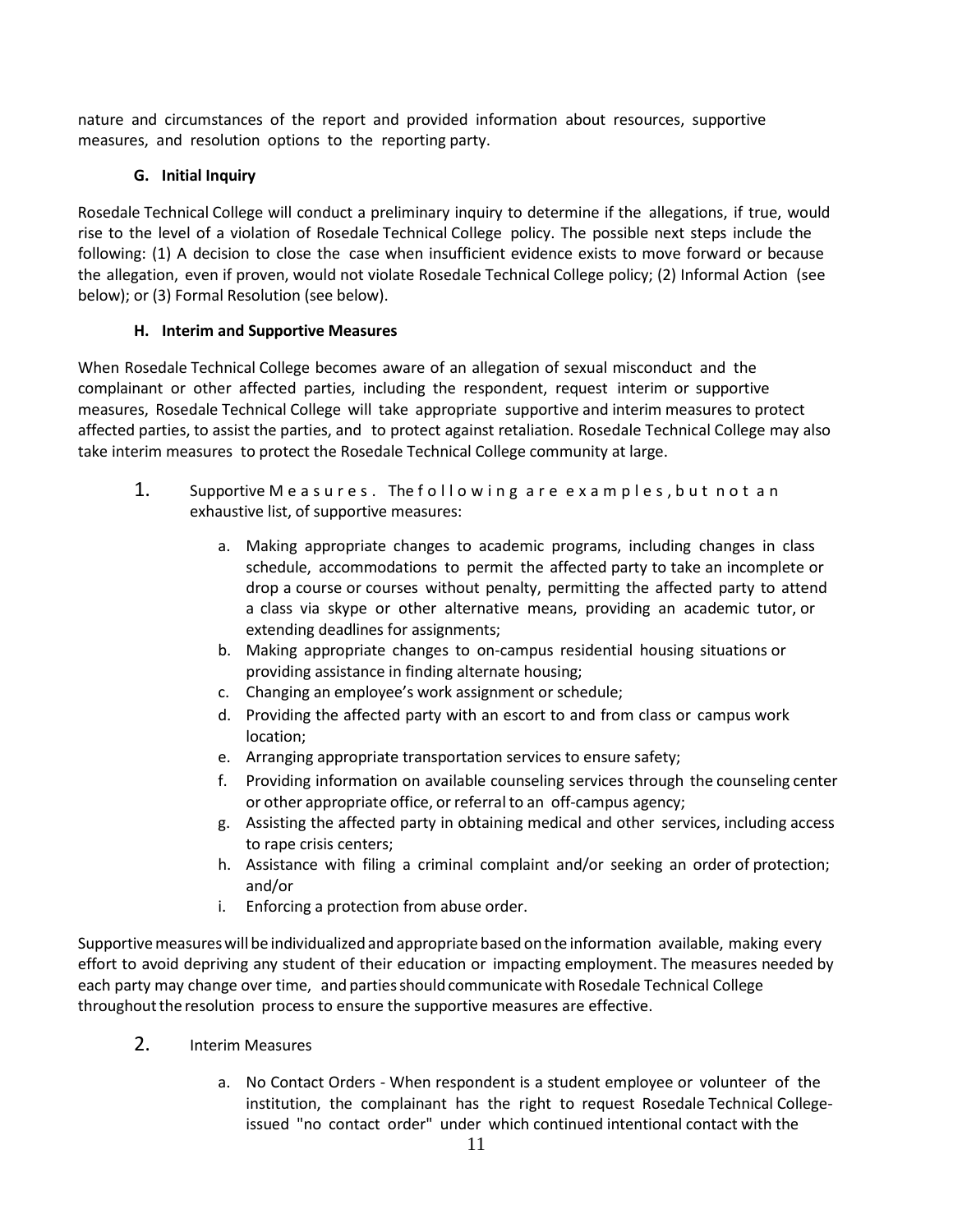nature and circumstances of the report and provided information about resources, supportive measures, and resolution options to the reporting party.

### G. Initial Inquiry

Rosedale Technical College will conduct a preliminary inquiry to determine if the allegations, if true, would rise to the level of a violation of Rosedale Technical College policy. The possible next steps include the following: (1) A decision to close the case when insufficient evidence exists to move forward or because the allegation, even if proven, would not violate Rosedale Technical College policy; (2) Informal Action (see below); or (3) Formal Resolution (see below).

### H. Interim and Supportive Measures

When Rosedale Technical College becomes aware of an allegation of sexual misconduct and the complainant or other affected parties, including the respondent, request interim or supportive measures, Rosedale Technical College will take appropriate supportive and interim measures to protect affected parties, to assist the parties, and to protect against retaliation. Rosedale Technical College may also take interim measures to protect the Rosedale Technical College community at large.

1. Supportive Measures. The following are examples, but not an exhaustive list, of supportive measures:

    a. Making appropriate changes to academic programs, including changes in class schedule, accommodations to permit the affected party to take an incomplete or drop a course or courses without penalty, permitting the affected party to attend a class via skype or other alternative means, providing an academic tutor, or extending deadlines for assignments;
    b. Making appropriate changes to on-campus residential housing situations or providing assistance in finding alternate housing;
    c. Changing an employee's work assignment or schedule;
    d. Providing the affected party with an escort to and from class or campus work location;
    e. Arranging appropriate transportation services to ensure safety;
    f. Providing information on available counseling services through the counseling center or other appropriate office, or referral to an off-campus agency;
    g. Assisting the affected party in obtaining medical and other services, including access to rape crisis centers;
    h. Assistance with filing a criminal complaint and/or seeking an order of protection; and/or
    i. Enforcing a protection from abuse order.

Supportive measures will be individualized and appropriate based on the information available, making every effort to avoid depriving any student of their education or impacting employment. The measures needed by each party may change over time, and parties should communicate with Rosedale Technical College throughout the resolution process to ensure the supportive measures are effective.

2. Interim Measures

    a. No Contact Orders - When respondent is a student employee or volunteer of the institution, the complainant has the right to request Rosedale Technical College-issued "no contact order" under which continued intentional contact with the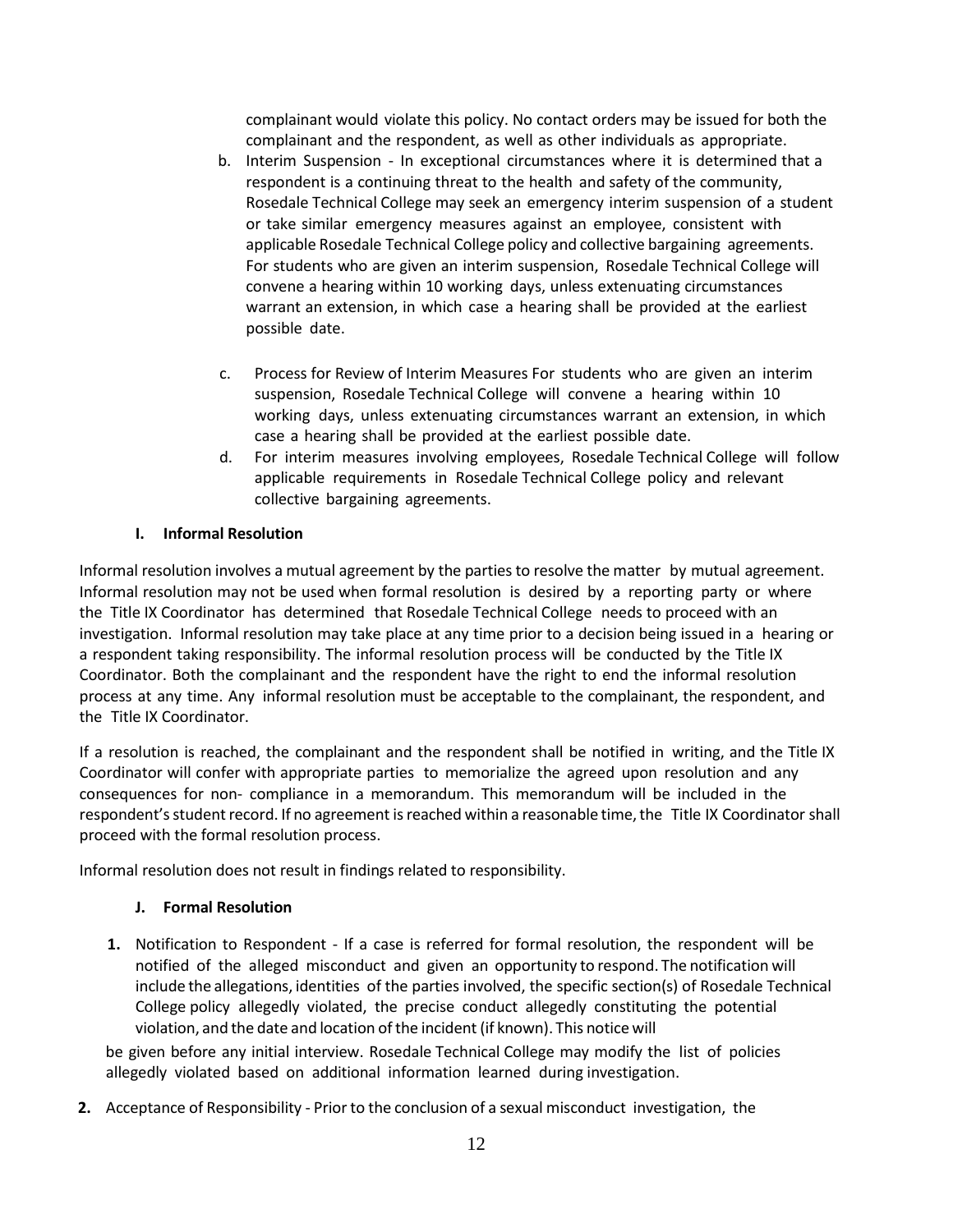complainant would violate this policy. No contact orders may be issued for both the complainant and the respondent, as well as other individuals as appropriate.

b. Interim Suspension - In exceptional circumstances where it is determined that a respondent is a continuing threat to the health and safety of the community, Rosedale Technical College may seek an emergency interim suspension of a student or take similar emergency measures against an employee, consistent with applicable Rosedale Technical College policy and collective bargaining agreements. For students who are given an interim suspension, Rosedale Technical College will convene a hearing within 10 working days, unless extenuating circumstances warrant an extension, in which case a hearing shall be provided at the earliest possible date.

c. Process for Review of Interim Measures For students who are given an interim suspension, Rosedale Technical College will convene a hearing within 10 working days, unless extenuating circumstances warrant an extension, in which case a hearing shall be provided at the earliest possible date.

d. For interim measures involving employees, Rosedale Technical College will follow applicable requirements in Rosedale Technical College policy and relevant collective bargaining agreements.

### I. Informal Resolution

Informal resolution involves a mutual agreement by the parties to resolve the matter by mutual agreement. Informal resolution may not be used when formal resolution is desired by a reporting party or where the Title IX Coordinator has determined that Rosedale Technical College needs to proceed with an investigation. Informal resolution may take place at any time prior to a decision being issued in a hearing or a respondent taking responsibility. The informal resolution process will be conducted by the Title IX Coordinator. Both the complainant and the respondent have the right to end the informal resolution process at any time. Any informal resolution must be acceptable to the complainant, the respondent, and the Title IX Coordinator.

If a resolution is reached, the complainant and the respondent shall be notified in writing, and the Title IX Coordinator will confer with appropriate parties to memorialize the agreed upon resolution and any consequences for non- compliance in a memorandum. This memorandum will be included in the respondent's student record. If no agreement is reached within a reasonable time, the Title IX Coordinator shall proceed with the formal resolution process.

Informal resolution does not result in findings related to responsibility.

### J. Formal Resolution

**1.** Notification to Respondent - If a case is referred for formal resolution, the respondent will be notified of the alleged misconduct and given an opportunity to respond. The notification will include the allegations, identities of the parties involved, the specific section(s) of Rosedale Technical College policy allegedly violated, the precise conduct allegedly constituting the potential violation, and the date and location of the incident (if known). This notice will be given before any initial interview. Rosedale Technical College may modify the list of policies allegedly violated based on additional information learned during investigation.

**2.** Acceptance of Responsibility - Prior to the conclusion of a sexual misconduct investigation, the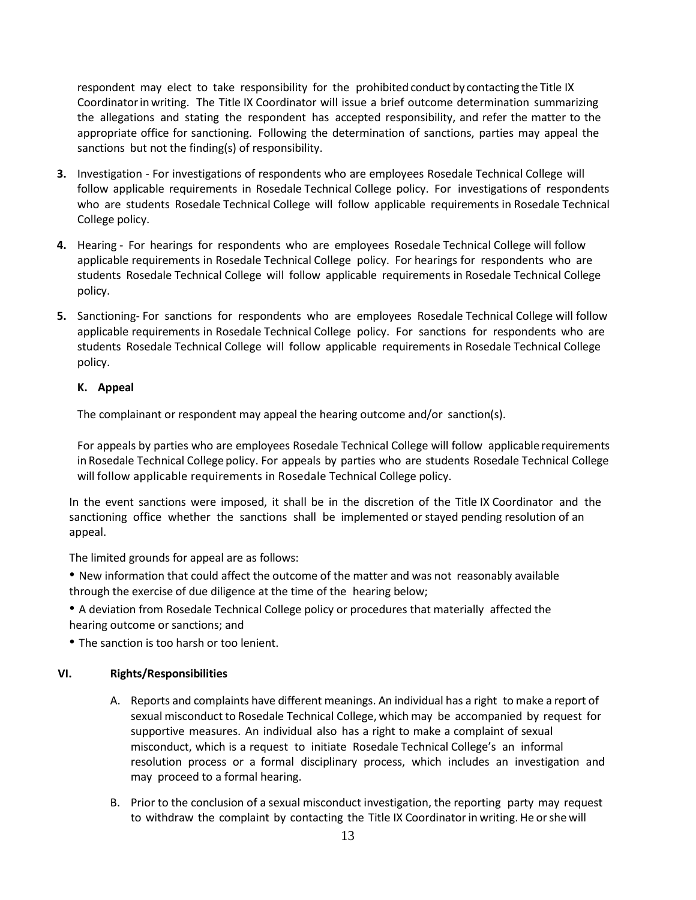respondent may elect to take responsibility for the prohibited conduct by contacting the Title IX Coordinator in writing. The Title IX Coordinator will issue a brief outcome determination summarizing the allegations and stating the respondent has accepted responsibility, and refer the matter to the appropriate office for sanctioning. Following the determination of sanctions, parties may appeal the sanctions but not the finding(s) of responsibility.

**3.** Investigation - For investigations of respondents who are employees Rosedale Technical College will follow applicable requirements in Rosedale Technical College policy. For investigations of respondents who are students Rosedale Technical College will follow applicable requirements in Rosedale Technical College policy.

**4.** Hearing - For hearings for respondents who are employees Rosedale Technical College will follow applicable requirements in Rosedale Technical College policy. For hearings for respondents who are students Rosedale Technical College will follow applicable requirements in Rosedale Technical College policy.

**5.** Sanctioning- For sanctions for respondents who are employees Rosedale Technical College will follow applicable requirements in Rosedale Technical College policy. For sanctions for respondents who are students Rosedale Technical College will follow applicable requirements in Rosedale Technical College policy.

### K. Appeal

The complainant or respondent may appeal the hearing outcome and/or sanction(s).

For appeals by parties who are employees Rosedale Technical College will follow applicable requirements in Rosedale Technical College policy. For appeals by parties who are students Rosedale Technical College will follow applicable requirements in Rosedale Technical College policy.

In the event sanctions were imposed, it shall be in the discretion of the Title IX Coordinator and the sanctioning office whether the sanctions shall be implemented or stayed pending resolution of an appeal.

The limited grounds for appeal are as follows:

- New information that could affect the outcome of the matter and was not reasonably available through the exercise of due diligence at the time of the hearing below;
- A deviation from Rosedale Technical College policy or procedures that materially affected the hearing outcome or sanctions; and
- The sanction is too harsh or too lenient.

## VI. Rights/Responsibilities

A. Reports and complaints have different meanings. An individual has a right to make a report of sexual misconduct to Rosedale Technical College, which may be accompanied by request for supportive measures. An individual also has a right to make a complaint of sexual misconduct, which is a request to initiate Rosedale Technical College's an informal resolution process or a formal disciplinary process, which includes an investigation and may proceed to a formal hearing.

B. Prior to the conclusion of a sexual misconduct investigation, the reporting party may request to withdraw the complaint by contacting the Title IX Coordinator in writing. He or she will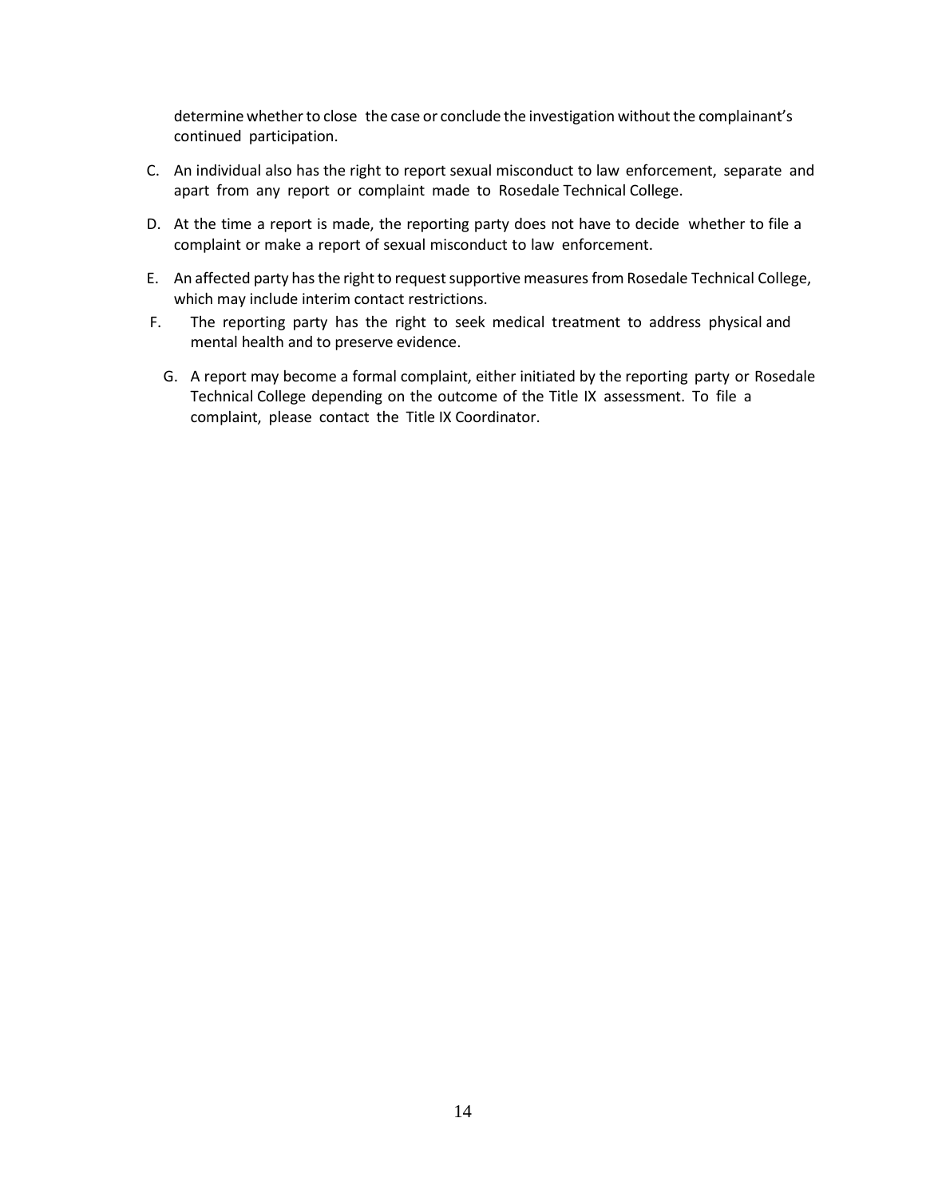determine whether to close the case or conclude the investigation without the complainant's continued participation.

C. An individual also has the right to report sexual misconduct to law enforcement, separate and apart from any report or complaint made to Rosedale Technical College.

D. At the time a report is made, the reporting party does not have to decide whether to file a complaint or make a report of sexual misconduct to law enforcement.

E. An affected party has the right to request supportive measures from Rosedale Technical College, which may include interim contact restrictions.

F. The reporting party has the right to seek medical treatment to address physical and mental health and to preserve evidence.

G. A report may become a formal complaint, either initiated by the reporting party or Rosedale Technical College depending on the outcome of the Title IX assessment. To file a complaint, please contact the Title IX Coordinator.